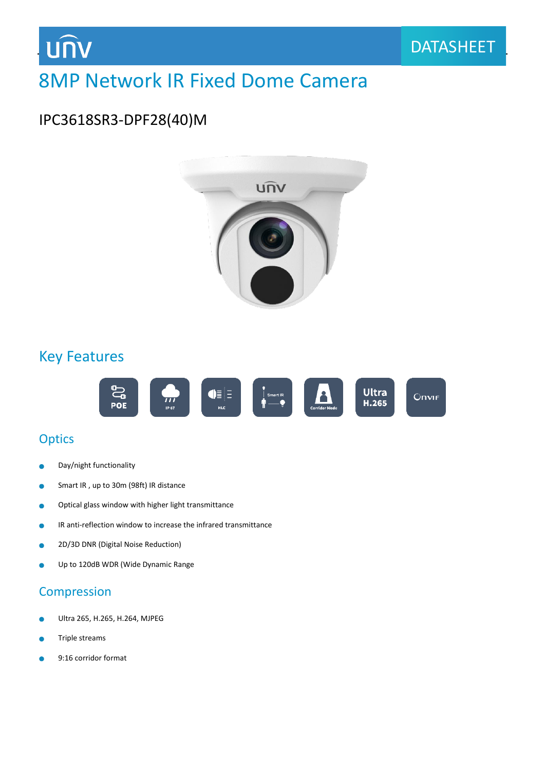DATASHEET

# 8MP Network IR Fixed Dome Camera

## IPC3618SR3-DPF28(40)M

## Key Features

### Optics

- Day/night functionality
- Smart IR , up to 30m (98ft) IR distance
- Optical glass window with higher light transmittance
- IR anti-reflection window to increase the infrared transmittance
- 2D/3D DNR (Digital Noise Reduction)
- Up to 120dB WDR (Wide Dynamic Range

### Compression

- Ultra 265, H.265, H.264, MJPEG
- Triple streams
- 9:16 corridor format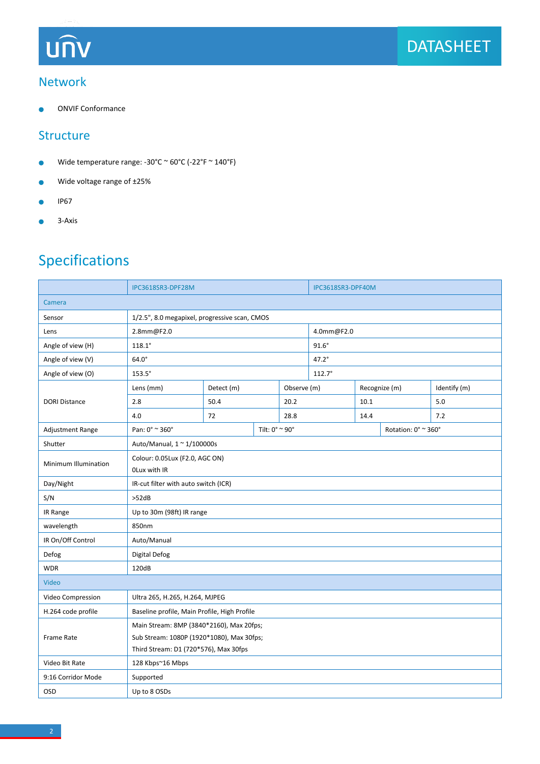## Network

- ONVIF Conformance

## Structure

- Wide temperature range: -30°C ~ 60°C (-22°F ~ 140°F)
- Wide voltage range of ±25%
- IP67
- 3-Axis

# Specifications

| | IPC3618SR3-DPF28M | | | | IPC3618SR3-DPF40M |
|---|---|---|---|---|---|
| **Camera** | | | | | |
| Sensor | 1/2.5", 8.0 megapixel, progressive scan, CMOS | | | | |
| Lens | 2.8mm@F2.0 | | | | 4.0mm@F2.0 |
| Angle of view (H) | 118.1° | | | | 91.6° |
| Angle of view (V) | 64.0° | | | | 47.2° |
| Angle of view (O) | 153.5° | | | | 112.7° |
| DORI Distance | Lens (mm) | Detect (m) | Observe (m) | Recognize (m) | Identify (m) |
| | 2.8 | 50.4 | 20.2 | 10.1 | 5.0 |
| | 4.0 | 72 | 28.8 | 14.4 | 7.2 |
| Adjustment Range | Pan: 0° ~ 360° | | Tilt: 0° ~ 90° | | Rotation: 0° ~ 360° |
| Shutter | Auto/Manual, 1 ~ 1/100000s | | | | |
| Minimum Illumination | Colour: 0.05Lux (F2.0, AGC ON)<br>0Lux with IR | | | | |
| Day/Night | IR-cut filter with auto switch (ICR) | | | | |
| S/N | >52dB | | | | |
| IR Range | Up to 30m (98ft) IR range | | | | |
| wavelength | 850nm | | | | |
| IR On/Off Control | Auto/Manual | | | | |
| Defog | Digital Defog | | | | |
| WDR | 120dB | | | | |
| **Video** | | | | | |
| Video Compression | Ultra 265, H.265, H.264, MJPEG | | | | |
| H.264 code profile | Baseline profile, Main Profile, High Profile | | | | |
| Frame Rate | Main Stream: 8MP (3840*2160), Max 20fps;<br>Sub Stream: 1080P (1920*1080), Max 30fps;<br>Third Stream: D1 (720*576), Max 30fps | | | | |
| Video Bit Rate | 128 Kbps~16 Mbps | | | | |
| 9:16 Corridor Mode | Supported | | | | |
| OSD | Up to 8 OSDs | | | | |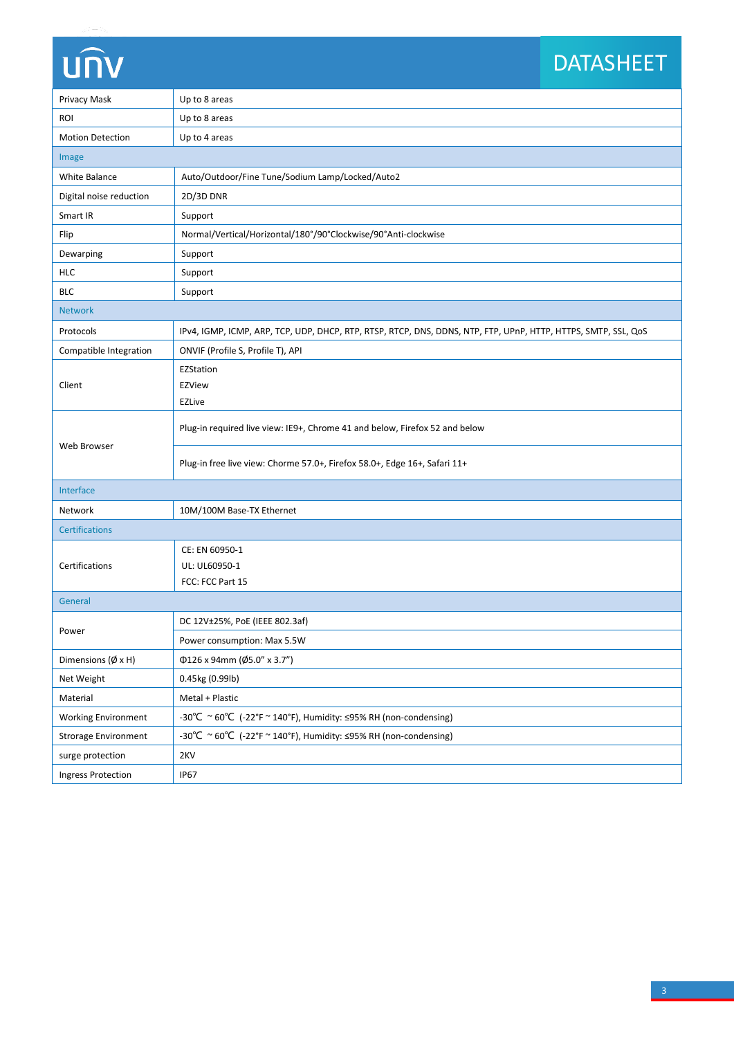| | |
|---|---|
| Privacy Mask | Up to 8 areas |
| ROI | Up to 8 areas |
| Motion Detection | Up to 4 areas |
| **Image** | |
| White Balance | Auto/Outdoor/Fine Tune/Sodium Lamp/Locked/Auto2 |
| Digital noise reduction | 2D/3D DNR |
| Smart IR | Support |
| Flip | Normal/Vertical/Horizontal/180°/90°Clockwise/90°Anti-clockwise |
| Dewarping | Support |
| HLC | Support |
| BLC | Support |
| **Network** | |
| Protocols | IPv4, IGMP, ICMP, ARP, TCP, UDP, DHCP, RTP, RTSP, RTCP, DNS, DDNS, NTP, FTP, UPnP, HTTP, HTTPS, SMTP, SSL, QoS |
| Compatible Integration | ONVIF (Profile S, Profile T), API |
| Client | EZStation<br>EZView<br>EZLive |
| Web Browser | Plug-in required live view: IE9+, Chrome 41 and below, Firefox 52 and below |
| | Plug-in free live view: Chorme 57.0+, Firefox 58.0+, Edge 16+, Safari 11+ |
| **Interface** | |
| Network | 10M/100M Base-TX Ethernet |
| **Certifications** | |
| Certifications | CE: EN 60950-1<br>UL: UL60950-1<br>FCC: FCC Part 15 |
| **General** | |
| Power | DC 12V±25%, PoE (IEEE 802.3af) |
| | Power consumption: Max 5.5W |
| Dimensions (Ø x H) | Φ126 x 94mm (Ø5.0" x 3.7") |
| Net Weight | 0.45kg (0.99lb) |
| Material | Metal + Plastic |
| Working Environment | -30℃ ~ 60℃ (-22°F ~ 140°F), Humidity: ≤95% RH (non-condensing) |
| Strorage Environment | -30℃ ~ 60℃ (-22°F ~ 140°F), Humidity: ≤95% RH (non-condensing) |
| surge protection | 2KV |
| Ingress Protection | IP67 |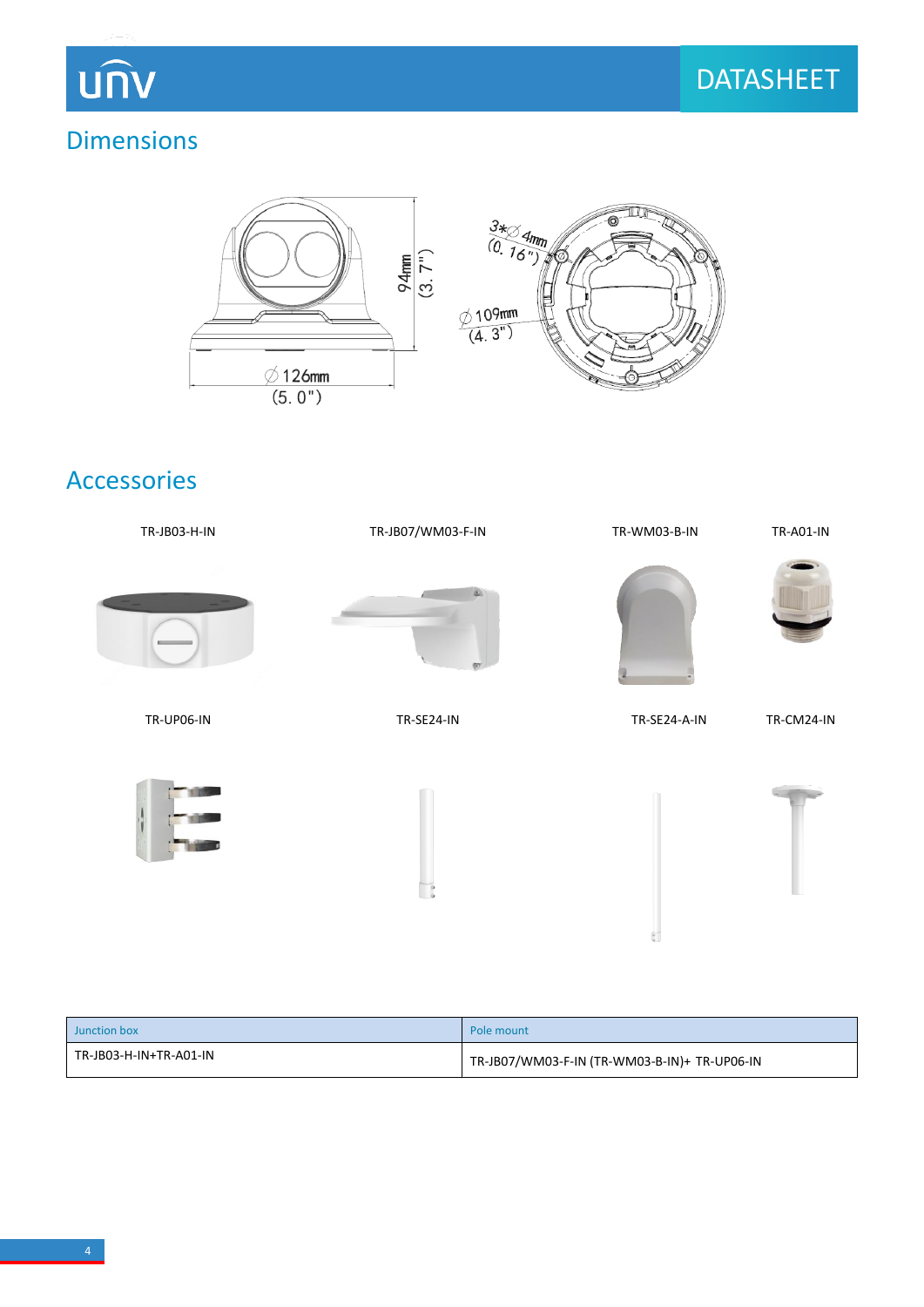## Dimensions

## Accessories

TR-JB03-H-IN

TR-JB07/WM03-F-IN

TR-WM03-B-IN

TR-A01-IN

TR-UP06-IN

TR-SE24-IN

TR-SE24-A-IN

TR-CM24-IN

| Junction box | Pole mount |
| --- | --- |
| TR-JB03-H-IN+TR-A01-IN | TR-JB07/WM03-F-IN (TR-WM03-B-IN)+ TR-UP06-IN |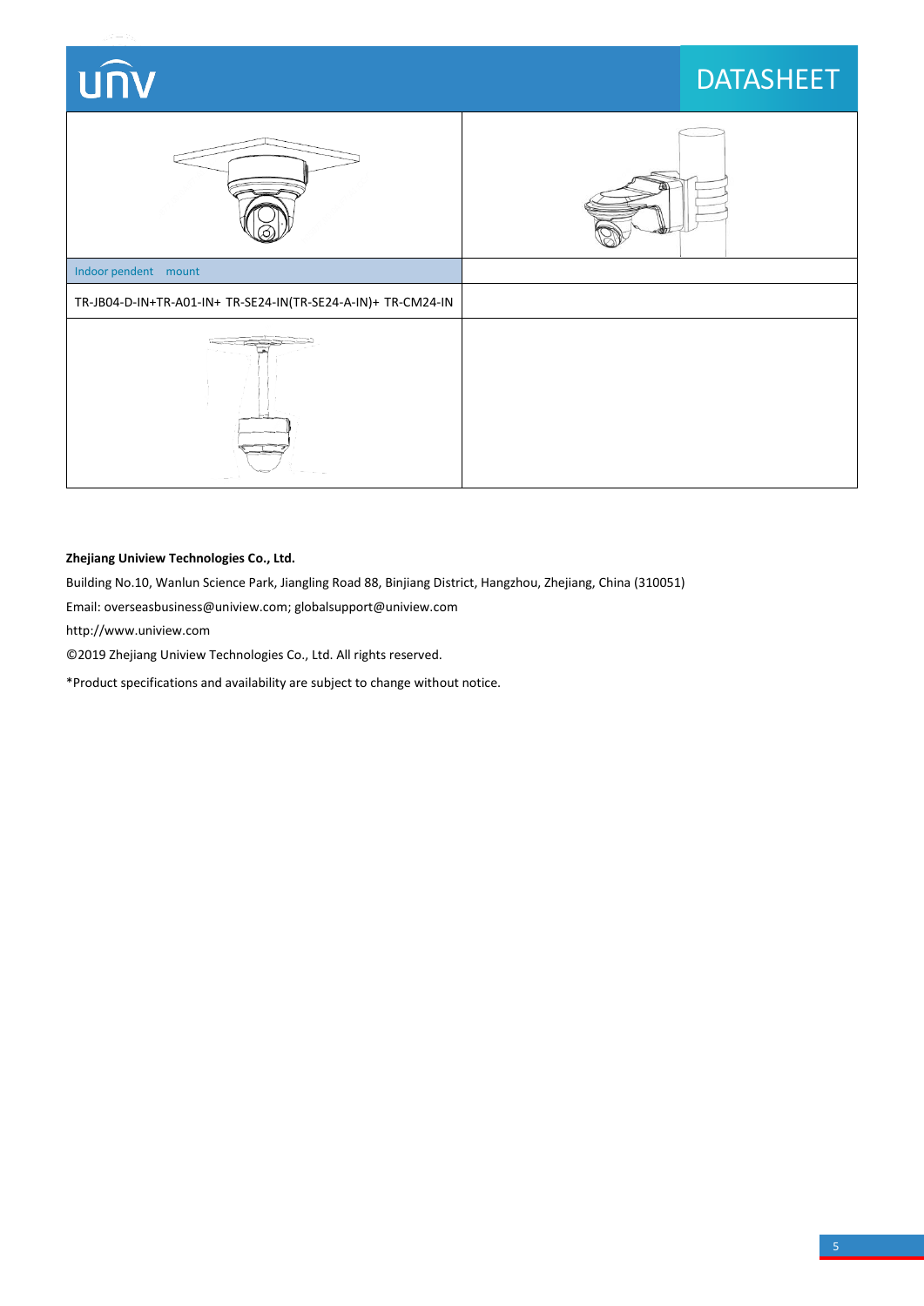| | |
|---|---|
| | |
| Indoor pendent mount | |
| TR-JB04-D-IN+TR-A01-IN+ TR-SE24-IN(TR-SE24-A-IN)+ TR-CM24-IN | |
| | |

**Zhejiang Uniview Technologies Co., Ltd.**

Building No.10, Wanlun Science Park, Jiangling Road 88, Binjiang District, Hangzhou, Zhejiang, China (310051)

Email: overseasbusiness@uniview.com; globalsupport@uniview.com

http://www.uniview.com

©2019 Zhejiang Uniview Technologies Co., Ltd. All rights reserved.

*Product specifications and availability are subject to change without notice.